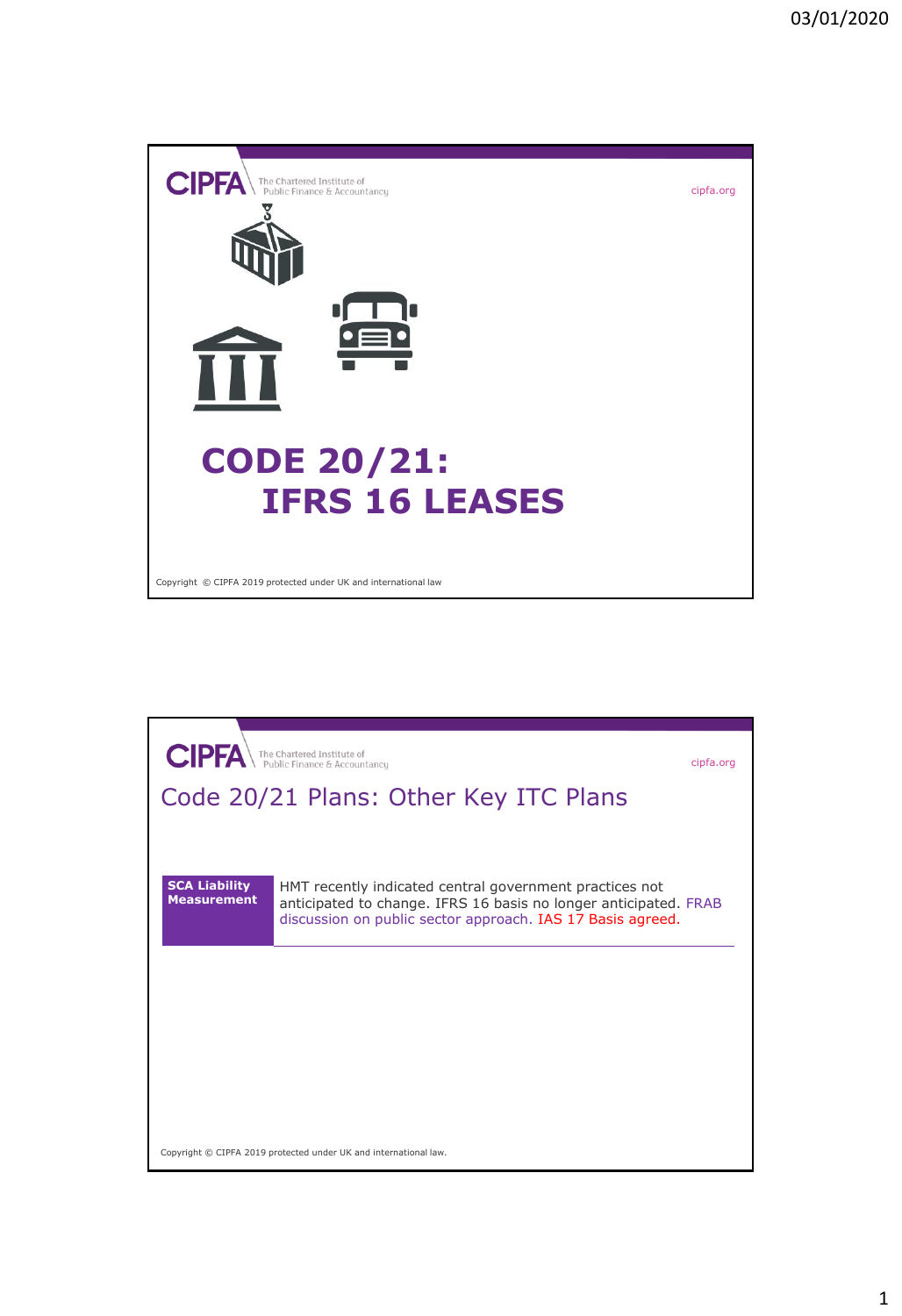# CODE 20/21: IFRS 16 LEASES

Copyright © CIPFA 2019 protected under UK and international law

## Code 20/21 Plans: Other Key ITC Plans

| SCA Liability Measurement | HMT recently indicated central government practices not anticipated to change. IFRS 16 basis no longer anticipated. FRAB discussion on public sector approach. IAS 17 Basis agreed. |
| --- | --- |

Copyright © CIPFA 2019 protected under UK and international law.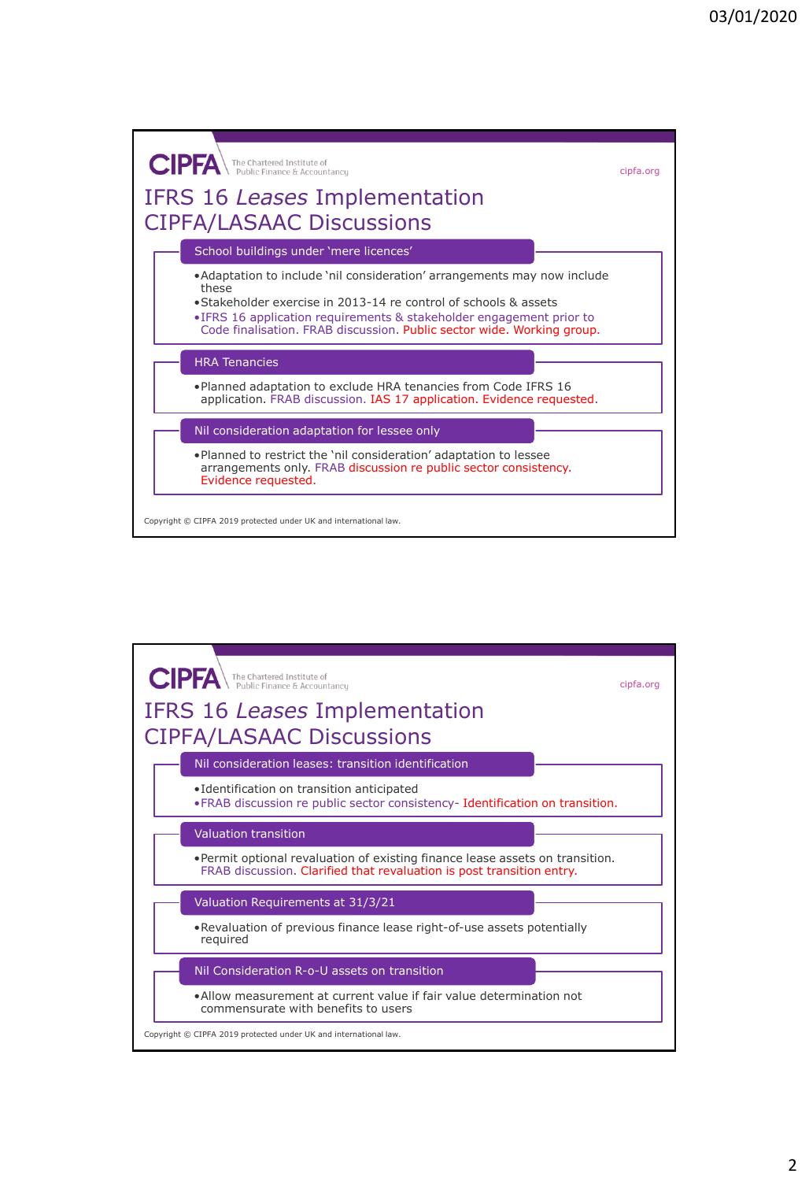# IFRS 16 *Leases* Implementation CIPFA/LASAAC Discussions

### School buildings under 'mere licences'

- Adaptation to include 'nil consideration' arrangements may now include these
- Stakeholder exercise in 2013-14 re control of schools & assets
- IFRS 16 application requirements & stakeholder engagement prior to Code finalisation. FRAB discussion. Public sector wide. Working group.

### HRA Tenancies

- Planned adaptation to exclude HRA tenancies from Code IFRS 16 application. FRAB discussion. IAS 17 application. Evidence requested.

### Nil consideration adaptation for lessee only

- Planned to restrict the 'nil consideration' adaptation to lessee arrangements only. FRAB discussion re public sector consistency. Evidence requested.

Copyright © CIPFA 2019 protected under UK and international law.

# IFRS 16 *Leases* Implementation CIPFA/LASAAC Discussions

### Nil consideration leases: transition identification

- Identification on transition anticipated
- FRAB discussion re public sector consistency- Identification on transition.

### Valuation transition

- Permit optional revaluation of existing finance lease assets on transition. FRAB discussion. Clarified that revaluation is post transition entry.

### Valuation Requirements at 31/3/21

- Revaluation of previous finance lease right-of-use assets potentially required

### Nil Consideration R-o-U assets on transition

- Allow measurement at current value if fair value determination not commensurate with benefits to users

Copyright © CIPFA 2019 protected under UK and international law.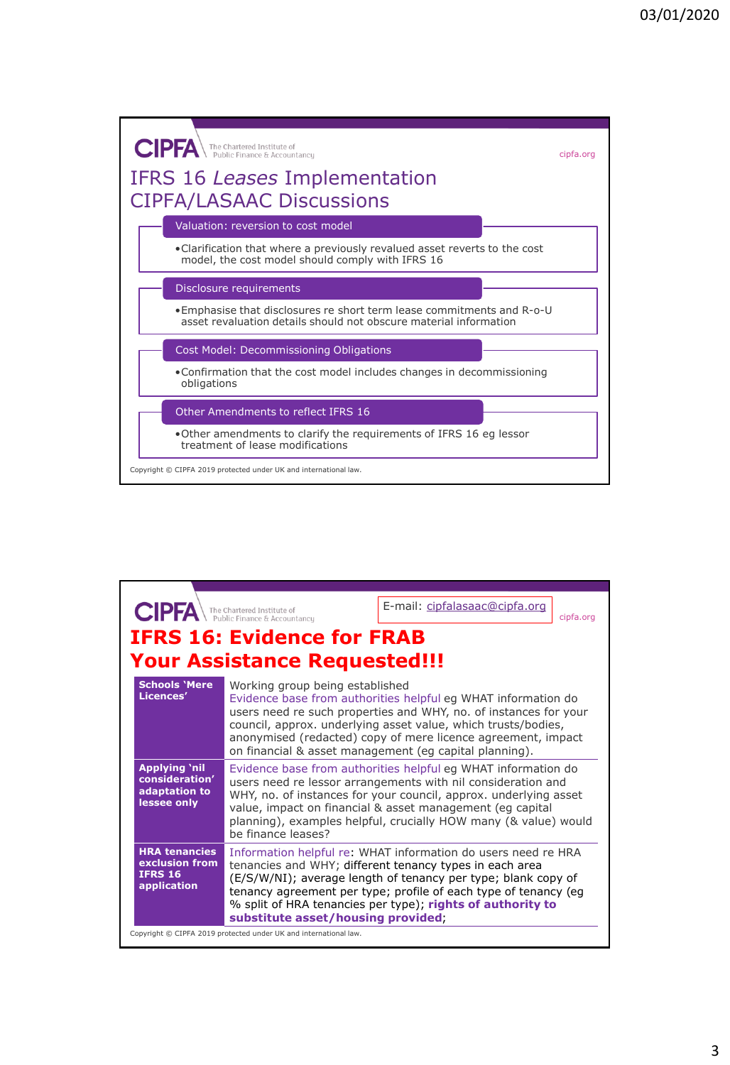CIPFA The Chartered Institute of Public Finance & Accountancy

cipfa.org

# IFRS 16 *Leases* Implementation CIPFA/LASAAC Discussions

**Valuation: reversion to cost model**

- Clarification that where a previously revalued asset reverts to the cost model, the cost model should comply with IFRS 16

**Disclosure requirements**

- Emphasise that disclosures re short term lease commitments and R-o-U asset revaluation details should not obscure material information

**Cost Model: Decommissioning Obligations**

- Confirmation that the cost model includes changes in decommissioning obligations

**Other Amendments to reflect IFRS 16**

- Other amendments to clarify the requirements of IFRS 16 eg lessor treatment of lease modifications

Copyright © CIPFA 2019 protected under UK and international law.

---

CIPFA The Chartered Institute of Public Finance & Accountancy

E-mail: cipfalasaac@cipfa.org

cipfa.org

# IFRS 16: Evidence for FRAB Your Assistance Requested!!!

| | |
|---|---|
| **Schools 'Mere Licences'** | Working group being established<br>Evidence base from authorities helpful eg WHAT information do users need re such properties and WHY, no. of instances for your council, approx. underlying asset value, which trusts/bodies, anonymised (redacted) copy of mere licence agreement, impact on financial & asset management (eg capital planning). |
| **Applying 'nil consideration' adaptation to lessee only** | Evidence base from authorities helpful eg WHAT information do users need re lessor arrangements with nil consideration and WHY, no. of instances for your council, approx. underlying asset value, impact on financial & asset management (eg capital planning), examples helpful, crucially HOW many (& value) would be finance leases? |
| **HRA tenancies exclusion from IFRS 16 application** | Information helpful re: WHAT information do users need re HRA tenancies and WHY; different tenancy types in each area (E/S/W/NI); average length of tenancy per type; blank copy of tenancy agreement per type; profile of each type of tenancy (eg % split of HRA tenancies per type); **rights of authority to substitute asset/housing provided**; |

Copyright © CIPFA 2019 protected under UK and international law.